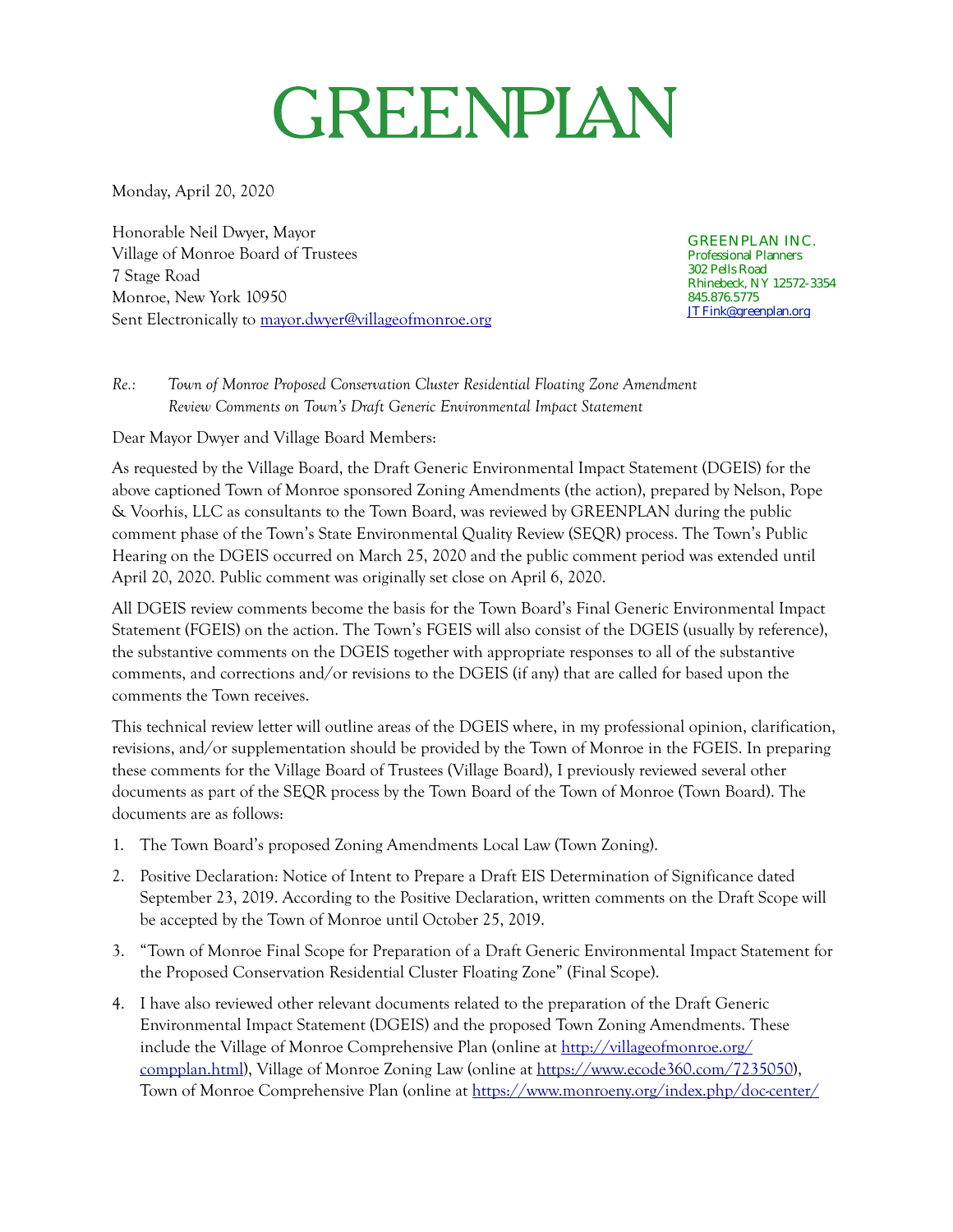# GREENPLAN

Monday, April 20, 2020

Honorable Neil Dwyer, Mayor
Village of Monroe Board of Trustees
7 Stage Road
Monroe, New York 10950
Sent Electronically to mayor.dwyer@villageofmonroe.org

GREENPLAN INC.
Professional Planners
302 Pells Road
Rhinebeck, NY 12572-3354
845.876.5775
JT Fink@greenplan.org

Re.: *Town of Monroe Proposed Conservation Cluster Residential Floating Zone Amendment*
*Review Comments on Town's Draft Generic Environmental Impact Statement*

Dear Mayor Dwyer and Village Board Members:

As requested by the Village Board, the Draft Generic Environmental Impact Statement (DGEIS) for the above captioned Town of Monroe sponsored Zoning Amendments (the action), prepared by Nelson, Pope & Voorhis, LLC as consultants to the Town Board, was reviewed by GREENPLAN during the public comment phase of the Town's State Environmental Quality Review (SEQR) process. The Town's Public Hearing on the DGEIS occurred on March 25, 2020 and the public comment period was extended until April 20, 2020. Public comment was originally set close on April 6, 2020.

All DGEIS review comments become the basis for the Town Board's Final Generic Environmental Impact Statement (FGEIS) on the action. The Town's FGEIS will also consist of the DGEIS (usually by reference), the substantive comments on the DGEIS together with appropriate responses to all of the substantive comments, and corrections and/or revisions to the DGEIS (if any) that are called for based upon the comments the Town receives.

This technical review letter will outline areas of the DGEIS where, in my professional opinion, clarification, revisions, and/or supplementation should be provided by the Town of Monroe in the FGEIS. In preparing these comments for the Village Board of Trustees (Village Board), I previously reviewed several other documents as part of the SEQR process by the Town Board of the Town of Monroe (Town Board). The documents are as follows:

1. The Town Board's proposed Zoning Amendments Local Law (Town Zoning).
2. Positive Declaration: Notice of Intent to Prepare a Draft EIS Determination of Significance dated September 23, 2019. According to the Positive Declaration, written comments on the Draft Scope will be accepted by the Town of Monroe until October 25, 2019.
3. "Town of Monroe Final Scope for Preparation of a Draft Generic Environmental Impact Statement for the Proposed Conservation Residential Cluster Floating Zone" (Final Scope).
4. I have also reviewed other relevant documents related to the preparation of the Draft Generic Environmental Impact Statement (DGEIS) and the proposed Town Zoning Amendments. These include the Village of Monroe Comprehensive Plan (online at http://villageofmonroe.org/compplan.html), Village of Monroe Zoning Law (online at https://www.ecode360.com/7235050), Town of Monroe Comprehensive Plan (online at https://www.monroeny.org/index.php/doc-center/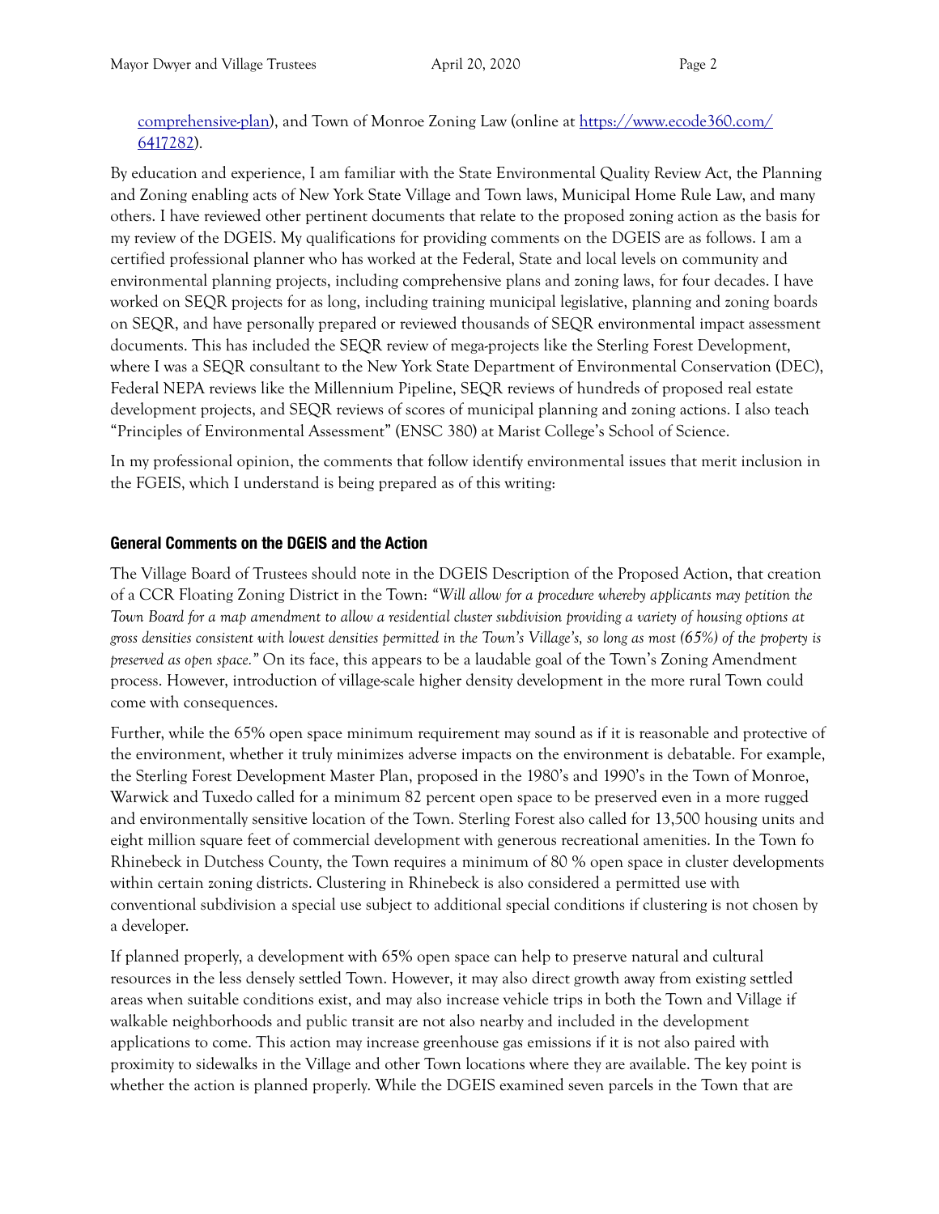[comprehensive-plan](comprehensive-plan)), and Town of Monroe Zoning Law (online at [https://www.ecode360.com/6417282](https://www.ecode360.com/6417282)).

By education and experience, I am familiar with the State Environmental Quality Review Act, the Planning and Zoning enabling acts of New York State Village and Town laws, Municipal Home Rule Law, and many others. I have reviewed other pertinent documents that relate to the proposed zoning action as the basis for my review of the DGEIS. My qualifications for providing comments on the DGEIS are as follows. I am a certified professional planner who has worked at the Federal, State and local levels on community and environmental planning projects, including comprehensive plans and zoning laws, for four decades. I have worked on SEQR projects for as long, including training municipal legislative, planning and zoning boards on SEQR, and have personally prepared or reviewed thousands of SEQR environmental impact assessment documents. This has included the SEQR review of mega-projects like the Sterling Forest Development, where I was a SEQR consultant to the New York State Department of Environmental Conservation (DEC), Federal NEPA reviews like the Millennium Pipeline, SEQR reviews of hundreds of proposed real estate development projects, and SEQR reviews of scores of municipal planning and zoning actions. I also teach "Principles of Environmental Assessment" (ENSC 380) at Marist College's School of Science.

In my professional opinion, the comments that follow identify environmental issues that merit inclusion in the FGEIS, which I understand is being prepared as of this writing:

## General Comments on the DGEIS and the Action

The Village Board of Trustees should note in the DGEIS Description of the Proposed Action, that creation of a CCR Floating Zoning District in the Town: *"Will allow for a procedure whereby applicants may petition the Town Board for a map amendment to allow a residential cluster subdivision providing a variety of housing options at gross densities consistent with lowest densities permitted in the Town's Village's, so long as most (65%) of the property is preserved as open space."* On its face, this appears to be a laudable goal of the Town's Zoning Amendment process. However, introduction of village-scale higher density development in the more rural Town could come with consequences.

Further, while the 65% open space minimum requirement may sound as if it is reasonable and protective of the environment, whether it truly minimizes adverse impacts on the environment is debatable. For example, the Sterling Forest Development Master Plan, proposed in the 1980's and 1990's in the Town of Monroe, Warwick and Tuxedo called for a minimum 82 percent open space to be preserved even in a more rugged and environmentally sensitive location of the Town. Sterling Forest also called for 13,500 housing units and eight million square feet of commercial development with generous recreational amenities. In the Town fo Rhinebeck in Dutchess County, the Town requires a minimum of 80 % open space in cluster developments within certain zoning districts. Clustering in Rhinebeck is also considered a permitted use with conventional subdivision a special use subject to additional special conditions if clustering is not chosen by a developer.

If planned properly, a development with 65% open space can help to preserve natural and cultural resources in the less densely settled Town. However, it may also direct growth away from existing settled areas when suitable conditions exist, and may also increase vehicle trips in both the Town and Village if walkable neighborhoods and public transit are not also nearby and included in the development applications to come. This action may increase greenhouse gas emissions if it is not also paired with proximity to sidewalks in the Village and other Town locations where they are available. The key point is whether the action is planned properly. While the DGEIS examined seven parcels in the Town that are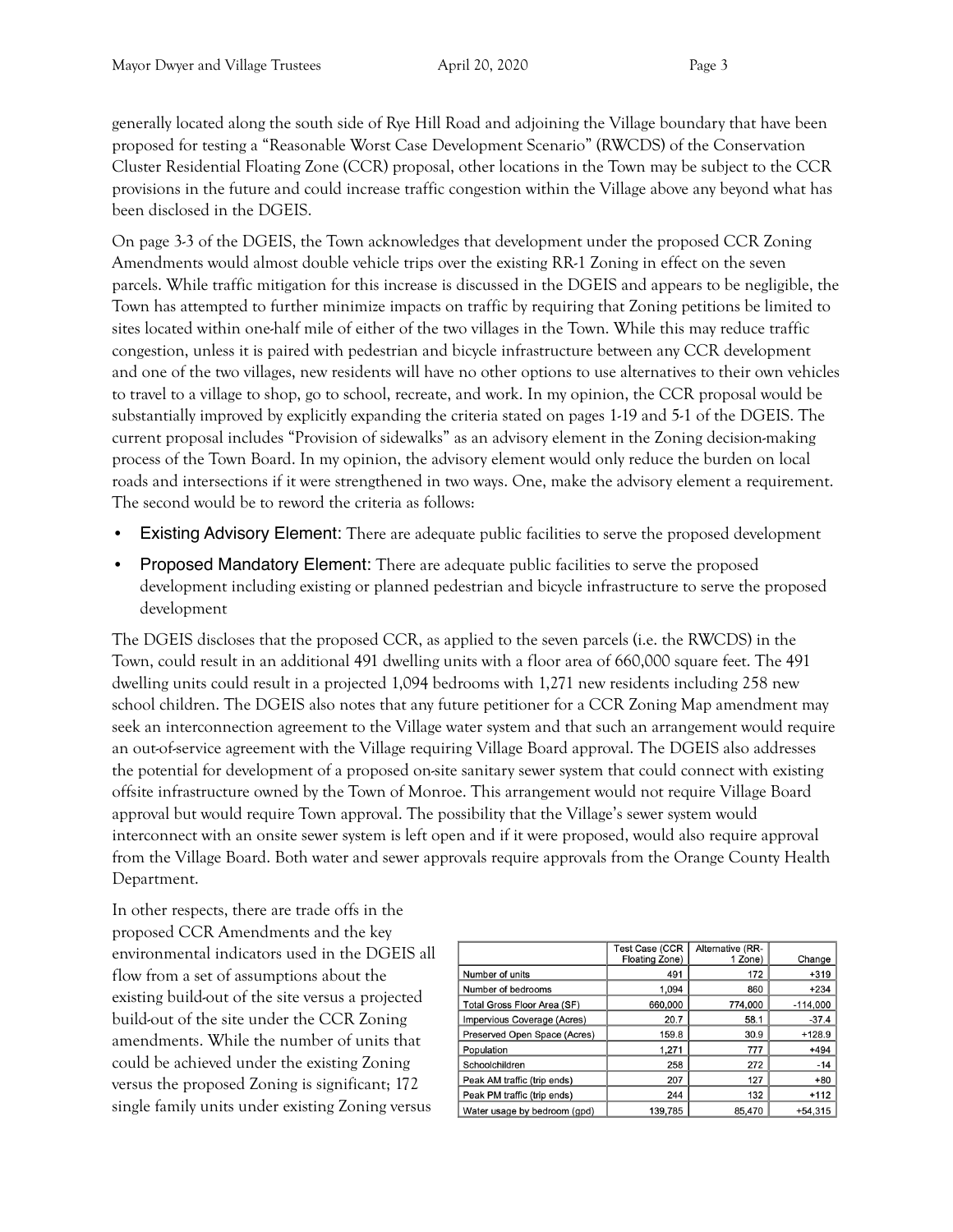generally located along the south side of Rye Hill Road and adjoining the Village boundary that have been proposed for testing a "Reasonable Worst Case Development Scenario" (RWCDS) of the Conservation Cluster Residential Floating Zone (CCR) proposal, other locations in the Town may be subject to the CCR provisions in the future and could increase traffic congestion within the Village above any beyond what has been disclosed in the DGEIS.

On page 3-3 of the DGEIS, the Town acknowledges that development under the proposed CCR Zoning Amendments would almost double vehicle trips over the existing RR-1 Zoning in effect on the seven parcels. While traffic mitigation for this increase is discussed in the DGEIS and appears to be negligible, the Town has attempted to further minimize impacts on traffic by requiring that Zoning petitions be limited to sites located within one-half mile of either of the two villages in the Town. While this may reduce traffic congestion, unless it is paired with pedestrian and bicycle infrastructure between any CCR development and one of the two villages, new residents will have no other options to use alternatives to their own vehicles to travel to a village to shop, go to school, recreate, and work. In my opinion, the CCR proposal would be substantially improved by explicitly expanding the criteria stated on pages 1-19 and 5-1 of the DGEIS. The current proposal includes "Provision of sidewalks" as an advisory element in the Zoning decision-making process of the Town Board. In my opinion, the advisory element would only reduce the burden on local roads and intersections if it were strengthened in two ways. One, make the advisory element a requirement. The second would be to reword the criteria as follows:

- Existing Advisory Element: There are adequate public facilities to serve the proposed development
- Proposed Mandatory Element: There are adequate public facilities to serve the proposed development including existing or planned pedestrian and bicycle infrastructure to serve the proposed development

The DGEIS discloses that the proposed CCR, as applied to the seven parcels (i.e. the RWCDS) in the Town, could result in an additional 491 dwelling units with a floor area of 660,000 square feet. The 491 dwelling units could result in a projected 1,094 bedrooms with 1,271 new residents including 258 new school children. The DGEIS also notes that any future petitioner for a CCR Zoning Map amendment may seek an interconnection agreement to the Village water system and that such an arrangement would require an out-of-service agreement with the Village requiring Village Board approval. The DGEIS also addresses the potential for development of a proposed on-site sanitary sewer system that could connect with existing offsite infrastructure owned by the Town of Monroe. This arrangement would not require Village Board approval but would require Town approval. The possibility that the Village's sewer system would interconnect with an onsite sewer system is left open and if it were proposed, would also require approval from the Village Board. Both water and sewer approvals require approvals from the Orange County Health Department.

| | Test Case (CCR Floating Zone) | Alternative (RR-1 Zone) | Change |
|---|---|---|---|
| Number of units | 491 | 172 | +319 |
| Number of bedrooms | 1,094 | 860 | +234 |
| Total Gross Floor Area (SF) | 660,000 | 774,000 | -114,000 |
| Impervious Coverage (Acres) | 20.7 | 58.1 | -37.4 |
| Preserved Open Space (Acres) | 159.8 | 30.9 | +128.9 |
| Population | 1,271 | 777 | +494 |
| Schoolchildren | 258 | 272 | -14 |
| Peak AM traffic (trip ends) | 207 | 127 | +80 |
| Peak PM traffic (trip ends) | 244 | 132 | +112 |
| Water usage by bedroom (gpd) | 139,785 | 85,470 | +54,315 |

In other respects, there are trade offs in the proposed CCR Amendments and the key environmental indicators used in the DGEIS all flow from a set of assumptions about the existing build-out of the site versus a projected build-out of the site under the CCR Zoning amendments. While the number of units that could be achieved under the existing Zoning versus the proposed Zoning is significant; 172 single family units under existing Zoning versus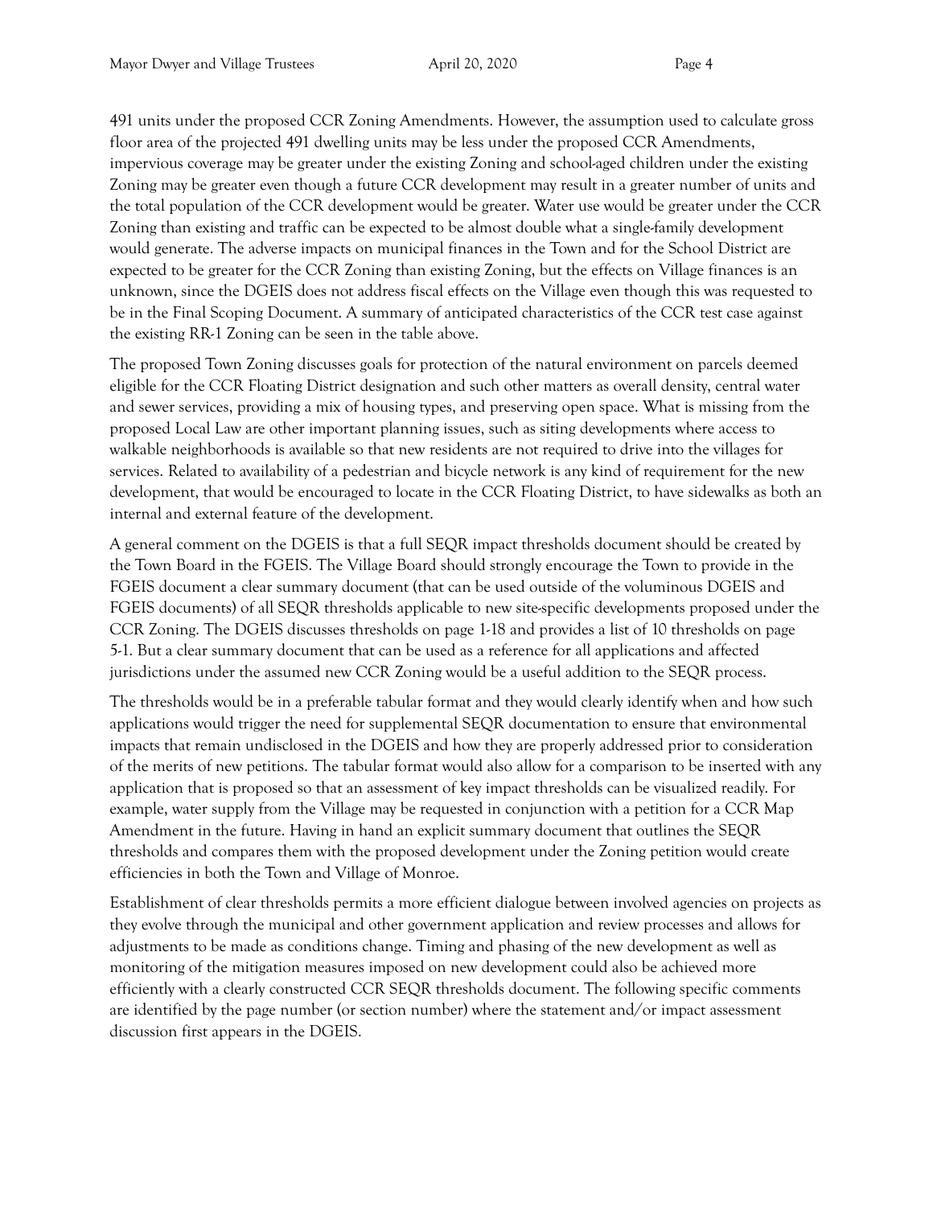491 units under the proposed CCR Zoning Amendments. However, the assumption used to calculate gross floor area of the projected 491 dwelling units may be less under the proposed CCR Amendments, impervious coverage may be greater under the existing Zoning and school-aged children under the existing Zoning may be greater even though a future CCR development may result in a greater number of units and the total population of the CCR development would be greater. Water use would be greater under the CCR Zoning than existing and traffic can be expected to be almost double what a single-family development would generate. The adverse impacts on municipal finances in the Town and for the School District are expected to be greater for the CCR Zoning than existing Zoning, but the effects on Village finances is an unknown, since the DGEIS does not address fiscal effects on the Village even though this was requested to be in the Final Scoping Document. A summary of anticipated characteristics of the CCR test case against the existing RR-1 Zoning can be seen in the table above.

The proposed Town Zoning discusses goals for protection of the natural environment on parcels deemed eligible for the CCR Floating District designation and such other matters as overall density, central water and sewer services, providing a mix of housing types, and preserving open space. What is missing from the proposed Local Law are other important planning issues, such as siting developments where access to walkable neighborhoods is available so that new residents are not required to drive into the villages for services. Related to availability of a pedestrian and bicycle network is any kind of requirement for the new development, that would be encouraged to locate in the CCR Floating District, to have sidewalks as both an internal and external feature of the development.

A general comment on the DGEIS is that a full SEQR impact thresholds document should be created by the Town Board in the FGEIS. The Village Board should strongly encourage the Town to provide in the FGEIS document a clear summary document (that can be used outside of the voluminous DGEIS and FGEIS documents) of all SEQR thresholds applicable to new site-specific developments proposed under the CCR Zoning. The DGEIS discusses thresholds on page 1-18 and provides a list of 10 thresholds on page 5-1. But a clear summary document that can be used as a reference for all applications and affected jurisdictions under the assumed new CCR Zoning would be a useful addition to the SEQR process.

The thresholds would be in a preferable tabular format and they would clearly identify when and how such applications would trigger the need for supplemental SEQR documentation to ensure that environmental impacts that remain undisclosed in the DGEIS and how they are properly addressed prior to consideration of the merits of new petitions. The tabular format would also allow for a comparison to be inserted with any application that is proposed so that an assessment of key impact thresholds can be visualized readily. For example, water supply from the Village may be requested in conjunction with a petition for a CCR Map Amendment in the future. Having in hand an explicit summary document that outlines the SEQR thresholds and compares them with the proposed development under the Zoning petition would create efficiencies in both the Town and Village of Monroe.

Establishment of clear thresholds permits a more efficient dialogue between involved agencies on projects as they evolve through the municipal and other government application and review processes and allows for adjustments to be made as conditions change. Timing and phasing of the new development as well as monitoring of the mitigation measures imposed on new development could also be achieved more efficiently with a clearly constructed CCR SEQR thresholds document. The following specific comments are identified by the page number (or section number) where the statement and/or impact assessment discussion first appears in the DGEIS.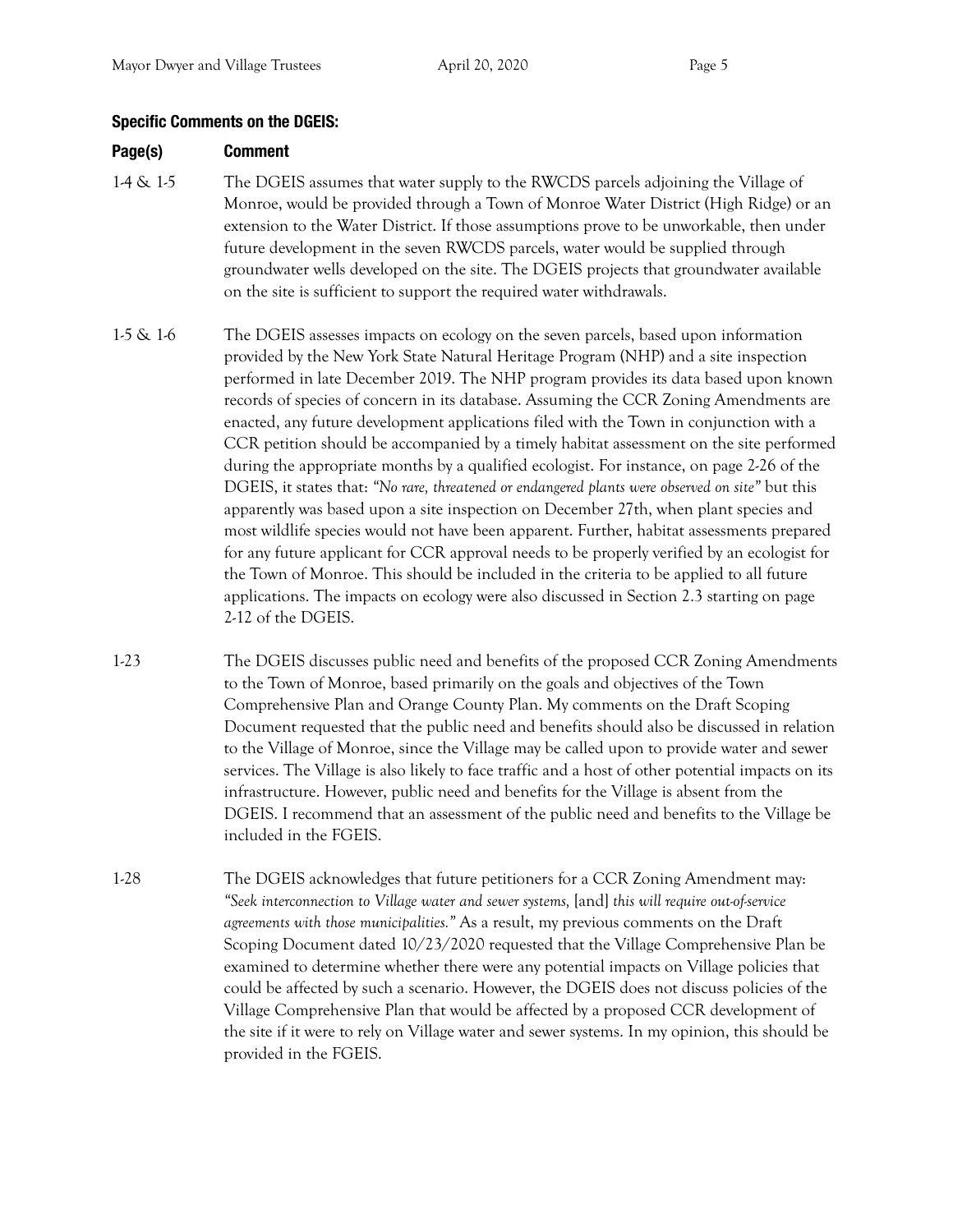### Specific Comments on the DGEIS:

| Page(s) | Comment |
|---|---|
| 1-4 & 1-5 | The DGEIS assumes that water supply to the RWCDS parcels adjoining the Village of Monroe, would be provided through a Town of Monroe Water District (High Ridge) or an extension to the Water District. If those assumptions prove to be unworkable, then under future development in the seven RWCDS parcels, water would be supplied through groundwater wells developed on the site. The DGEIS projects that groundwater available on the site is sufficient to support the required water withdrawals. |
| 1-5 & 1-6 | The DGEIS assesses impacts on ecology on the seven parcels, based upon information provided by the New York State Natural Heritage Program (NHP) and a site inspection performed in late December 2019. The NHP program provides its data based upon known records of species of concern in its database. Assuming the CCR Zoning Amendments are enacted, any future development applications filed with the Town in conjunction with a CCR petition should be accompanied by a timely habitat assessment on the site performed during the appropriate months by a qualified ecologist. For instance, on page 2-26 of the DGEIS, it states that: *"No rare, threatened or endangered plants were observed on site"* but this apparently was based upon a site inspection on December 27th, when plant species and most wildlife species would not have been apparent. Further, habitat assessments prepared for any future applicant for CCR approval needs to be properly verified by an ecologist for the Town of Monroe. This should be included in the criteria to be applied to all future applications. The impacts on ecology were also discussed in Section 2.3 starting on page 2-12 of the DGEIS. |
| 1-23 | The DGEIS discusses public need and benefits of the proposed CCR Zoning Amendments to the Town of Monroe, based primarily on the goals and objectives of the Town Comprehensive Plan and Orange County Plan. My comments on the Draft Scoping Document requested that the public need and benefits should also be discussed in relation to the Village of Monroe, since the Village may be called upon to provide water and sewer services. The Village is also likely to face traffic and a host of other potential impacts on its infrastructure. However, public need and benefits for the Village is absent from the DGEIS. I recommend that an assessment of the public need and benefits to the Village be included in the FGEIS. |
| 1-28 | The DGEIS acknowledges that future petitioners for a CCR Zoning Amendment may: *"Seek interconnection to Village water and sewer systems,* [and] *this will require out-of-service agreements with those municipalities."* As a result, my previous comments on the Draft Scoping Document dated 10/23/2020 requested that the Village Comprehensive Plan be examined to determine whether there were any potential impacts on Village policies that could be affected by such a scenario. However, the DGEIS does not discuss policies of the Village Comprehensive Plan that would be affected by a proposed CCR development of the site if it were to rely on Village water and sewer systems. In my opinion, this should be provided in the FGEIS. |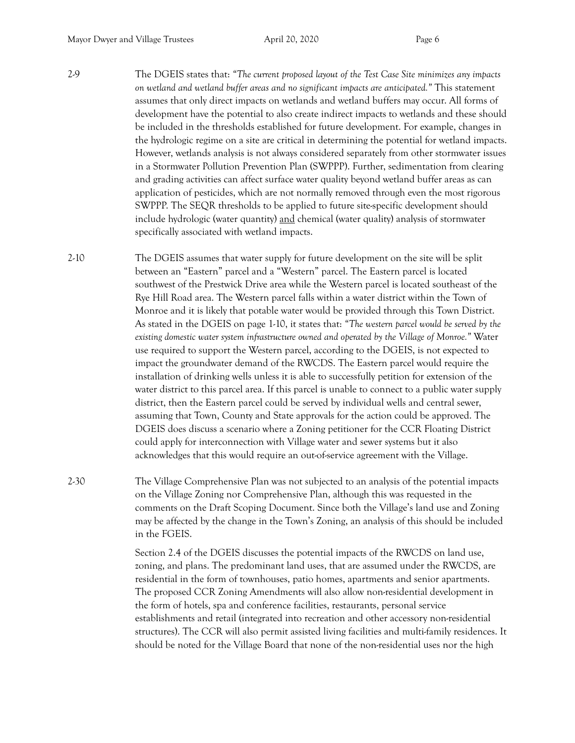2-9 The DGEIS states that: *"The current proposed layout of the Test Case Site minimizes any impacts on wetland and wetland buffer areas and no significant impacts are anticipated."* This statement assumes that only direct impacts on wetlands and wetland buffers may occur. All forms of development have the potential to also create indirect impacts to wetlands and these should be included in the thresholds established for future development. For example, changes in the hydrologic regime on a site are critical in determining the potential for wetland impacts. However, wetlands analysis is not always considered separately from other stormwater issues in a Stormwater Pollution Prevention Plan (SWPPP). Further, sedimentation from clearing and grading activities can affect surface water quality beyond wetland buffer areas as can application of pesticides, which are not normally removed through even the most rigorous SWPPP. The SEQR thresholds to be applied to future site-specific development should include hydrologic (water quantity) <u>and</u> chemical (water quality) analysis of stormwater specifically associated with wetland impacts.

2-10 The DGEIS assumes that water supply for future development on the site will be split between an "Eastern" parcel and a "Western" parcel. The Eastern parcel is located southwest of the Prestwick Drive area while the Western parcel is located southeast of the Rye Hill Road area. The Western parcel falls within a water district within the Town of Monroe and it is likely that potable water would be provided through this Town District. As stated in the DGEIS on page 1-10, it states that: *"The western parcel would be served by the existing domestic water system infrastructure owned and operated by the Village of Monroe."* Water use required to support the Western parcel, according to the DGEIS, is not expected to impact the groundwater demand of the RWCDS. The Eastern parcel would require the installation of drinking wells unless it is able to successfully petition for extension of the water district to this parcel area. If this parcel is unable to connect to a public water supply district, then the Eastern parcel could be served by individual wells and central sewer, assuming that Town, County and State approvals for the action could be approved. The DGEIS does discuss a scenario where a Zoning petitioner for the CCR Floating District could apply for interconnection with Village water and sewer systems but it also acknowledges that this would require an out-of-service agreement with the Village.

2-30 The Village Comprehensive Plan was not subjected to an analysis of the potential impacts on the Village Zoning nor Comprehensive Plan, although this was requested in the comments on the Draft Scoping Document. Since both the Village's land use and Zoning may be affected by the change in the Town's Zoning, an analysis of this should be included in the FGEIS.

Section 2.4 of the DGEIS discusses the potential impacts of the RWCDS on land use, zoning, and plans. The predominant land uses, that are assumed under the RWCDS, are residential in the form of townhouses, patio homes, apartments and senior apartments. The proposed CCR Zoning Amendments will also allow non-residential development in the form of hotels, spa and conference facilities, restaurants, personal service establishments and retail (integrated into recreation and other accessory non-residential structures). The CCR will also permit assisted living facilities and multi-family residences. It should be noted for the Village Board that none of the non-residential uses nor the high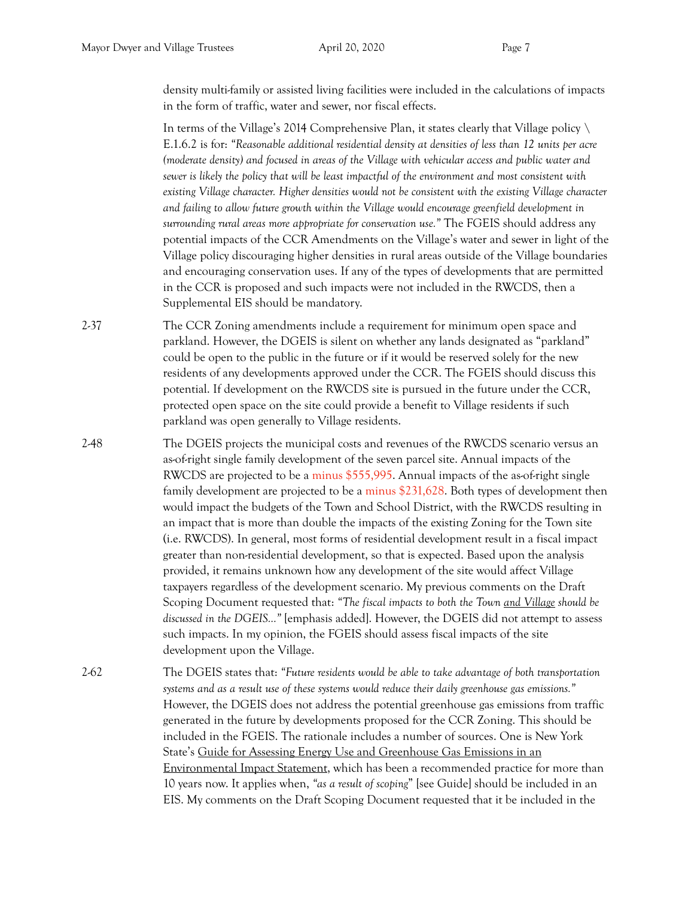density multi-family or assisted living facilities were included in the calculations of impacts in the form of traffic, water and sewer, nor fiscal effects.

In terms of the Village's 2014 Comprehensive Plan, it states clearly that Village policy \ E.1.6.2 is for: *"Reasonable additional residential density at densities of less than 12 units per acre (moderate density) and focused in areas of the Village with vehicular access and public water and sewer is likely the policy that will be least impactful of the environment and most consistent with existing Village character. Higher densities would not be consistent with the existing Village character and failing to allow future growth within the Village would encourage greenfield development in surrounding rural areas more appropriate for conservation use."* The FGEIS should address any potential impacts of the CCR Amendments on the Village's water and sewer in light of the Village policy discouraging higher densities in rural areas outside of the Village boundaries and encouraging conservation uses. If any of the types of developments that are permitted in the CCR is proposed and such impacts were not included in the RWCDS, then a Supplemental EIS should be mandatory.

2-37 The CCR Zoning amendments include a requirement for minimum open space and parkland. However, the DGEIS is silent on whether any lands designated as "parkland" could be open to the public in the future or if it would be reserved solely for the new residents of any developments approved under the CCR. The FGEIS should discuss this potential. If development on the RWCDS site is pursued in the future under the CCR, protected open space on the site could provide a benefit to Village residents if such parkland was open generally to Village residents.

2-48 The DGEIS projects the municipal costs and revenues of the RWCDS scenario versus an as-of-right single family development of the seven parcel site. Annual impacts of the RWCDS are projected to be a minus $555,995. Annual impacts of the as-of-right single family development are projected to be a minus $231,628. Both types of development then would impact the budgets of the Town and School District, with the RWCDS resulting in an impact that is more than double the impacts of the existing Zoning for the Town site (i.e. RWCDS). In general, most forms of residential development result in a fiscal impact greater than non-residential development, so that is expected. Based upon the analysis provided, it remains unknown how any development of the site would affect Village taxpayers regardless of the development scenario. My previous comments on the Draft Scoping Document requested that: *"The fiscal impacts to both the Town and Village should be discussed in the DGEIS..."* [emphasis added]. However, the DGEIS did not attempt to assess such impacts. In my opinion, the FGEIS should assess fiscal impacts of the site development upon the Village.

2-62 The DGEIS states that: *"Future residents would be able to take advantage of both transportation systems and as a result use of these systems would reduce their daily greenhouse gas emissions."* However, the DGEIS does not address the potential greenhouse gas emissions from traffic generated in the future by developments proposed for the CCR Zoning. This should be included in the FGEIS. The rationale includes a number of sources. One is New York State's Guide for Assessing Energy Use and Greenhouse Gas Emissions in an Environmental Impact Statement, which has been a recommended practice for more than 10 years now. It applies when, *"as a result of scoping"* [see Guide] should be included in an EIS. My comments on the Draft Scoping Document requested that it be included in the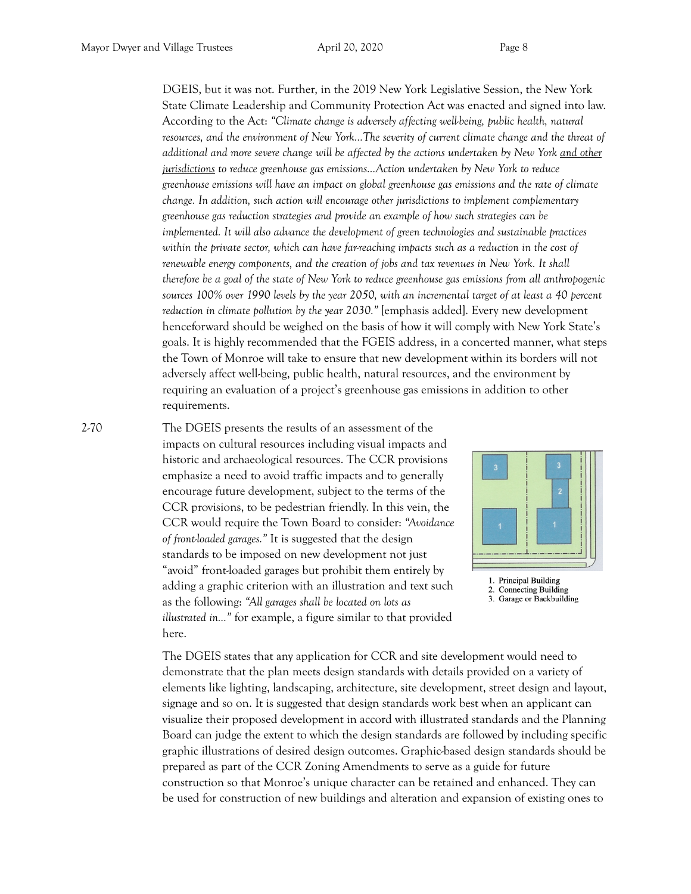DGEIS, but it was not. Further, in the 2019 New York Legislative Session, the New York State Climate Leadership and Community Protection Act was enacted and signed into law. According to the Act: *"Climate change is adversely affecting well-being, public health, natural resources, and the environment of New York…The severity of current climate change and the threat of additional and more severe change will be affected by the actions undertaken by New York <u>and other jurisdictions</u> to reduce greenhouse gas emissions…Action undertaken by New York to reduce greenhouse emissions will have an impact on global greenhouse gas emissions and the rate of climate change. In addition, such action will encourage other jurisdictions to implement complementary greenhouse gas reduction strategies and provide an example of how such strategies can be implemented. It will also advance the development of green technologies and sustainable practices within the private sector, which can have far-reaching impacts such as a reduction in the cost of renewable energy components, and the creation of jobs and tax revenues in New York. It shall therefore be a goal of the state of New York to reduce greenhouse gas emissions from all anthropogenic sources 100% over 1990 levels by the year 2050, with an incremental target of at least a 40 percent reduction in climate pollution by the year 2030."* [emphasis added]. Every new development henceforward should be weighed on the basis of how it will comply with New York State's goals. It is highly recommended that the FGEIS address, in a concerted manner, what steps the Town of Monroe will take to ensure that new development within its borders will not adversely affect well-being, public health, natural resources, and the environment by requiring an evaluation of a project's greenhouse gas emissions in addition to other requirements.

2-70 The DGEIS presents the results of an assessment of the impacts on cultural resources including visual impacts and historic and archaeological resources. The CCR provisions emphasize a need to avoid traffic impacts and to generally encourage future development, subject to the terms of the CCR provisions, to be pedestrian friendly. In this vein, the CCR would require the Town Board to consider: *"Avoidance of front-loaded garages."* It is suggested that the design standards to be imposed on new development not just "avoid" front-loaded garages but prohibit them entirely by adding a graphic criterion with an illustration and text such as the following: *"All garages shall be located on lots as illustrated in…"* for example, a figure similar to that provided here.

1. Principal Building
2. Connecting Building
3. Garage or Backbuilding

The DGEIS states that any application for CCR and site development would need to demonstrate that the plan meets design standards with details provided on a variety of elements like lighting, landscaping, architecture, site development, street design and layout, signage and so on. It is suggested that design standards work best when an applicant can visualize their proposed development in accord with illustrated standards and the Planning Board can judge the extent to which the design standards are followed by including specific graphic illustrations of desired design outcomes. Graphic-based design standards should be prepared as part of the CCR Zoning Amendments to serve as a guide for future construction so that Monroe's unique character can be retained and enhanced. They can be used for construction of new buildings and alteration and expansion of existing ones to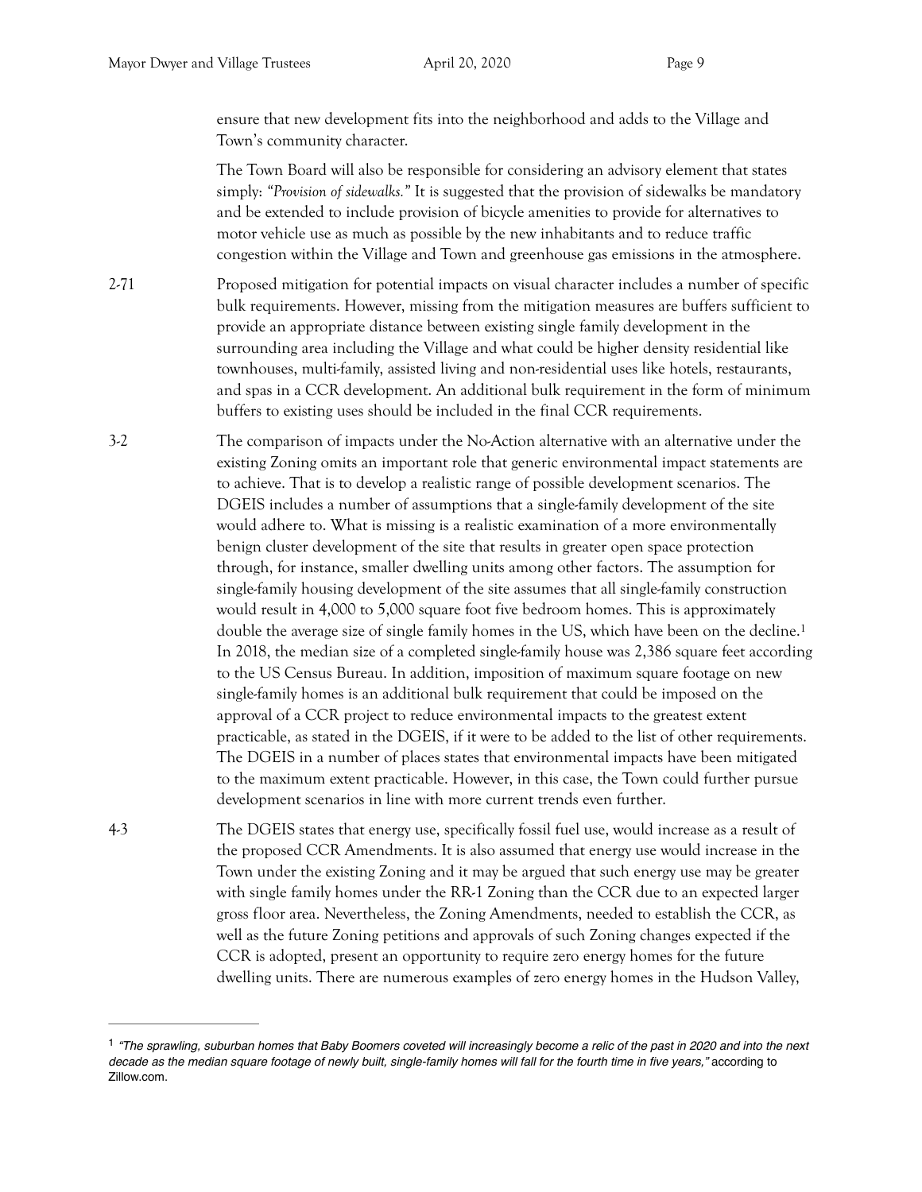ensure that new development fits into the neighborhood and adds to the Village and Town's community character.

The Town Board will also be responsible for considering an advisory element that states simply: *"Provision of sidewalks."* It is suggested that the provision of sidewalks be mandatory and be extended to include provision of bicycle amenities to provide for alternatives to motor vehicle use as much as possible by the new inhabitants and to reduce traffic congestion within the Village and Town and greenhouse gas emissions in the atmosphere.

2-71 Proposed mitigation for potential impacts on visual character includes a number of specific bulk requirements. However, missing from the mitigation measures are buffers sufficient to provide an appropriate distance between existing single family development in the surrounding area including the Village and what could be higher density residential like townhouses, multi-family, assisted living and non-residential uses like hotels, restaurants, and spas in a CCR development. An additional bulk requirement in the form of minimum buffers to existing uses should be included in the final CCR requirements.

3-2 The comparison of impacts under the No-Action alternative with an alternative under the existing Zoning omits an important role that generic environmental impact statements are to achieve. That is to develop a realistic range of possible development scenarios. The DGEIS includes a number of assumptions that a single-family development of the site would adhere to. What is missing is a realistic examination of a more environmentally benign cluster development of the site that results in greater open space protection through, for instance, smaller dwelling units among other factors. The assumption for single-family housing development of the site assumes that all single-family construction would result in 4,000 to 5,000 square foot five bedroom homes. This is approximately double the average size of single family homes in the US, which have been on the decline.[1] In 2018, the median size of a completed single-family house was 2,386 square feet according to the US Census Bureau. In addition, imposition of maximum square footage on new single-family homes is an additional bulk requirement that could be imposed on the approval of a CCR project to reduce environmental impacts to the greatest extent practicable, as stated in the DGEIS, if it were to be added to the list of other requirements. The DGEIS in a number of places states that environmental impacts have been mitigated to the maximum extent practicable. However, in this case, the Town could further pursue development scenarios in line with more current trends even further.

4-3 The DGEIS states that energy use, specifically fossil fuel use, would increase as a result of the proposed CCR Amendments. It is also assumed that energy use would increase in the Town under the existing Zoning and it may be argued that such energy use may be greater with single family homes under the RR-1 Zoning than the CCR due to an expected larger gross floor area. Nevertheless, the Zoning Amendments, needed to establish the CCR, as well as the future Zoning petitions and approvals of such Zoning changes expected if the CCR is adopted, present an opportunity to require zero energy homes for the future dwelling units. There are numerous examples of zero energy homes in the Hudson Valley,

---

[1] *"The sprawling, suburban homes that Baby Boomers coveted will increasingly become a relic of the past in 2020 and into the next decade as the median square footage of newly built, single-family homes will fall for the fourth time in five years,"* according to Zillow.com.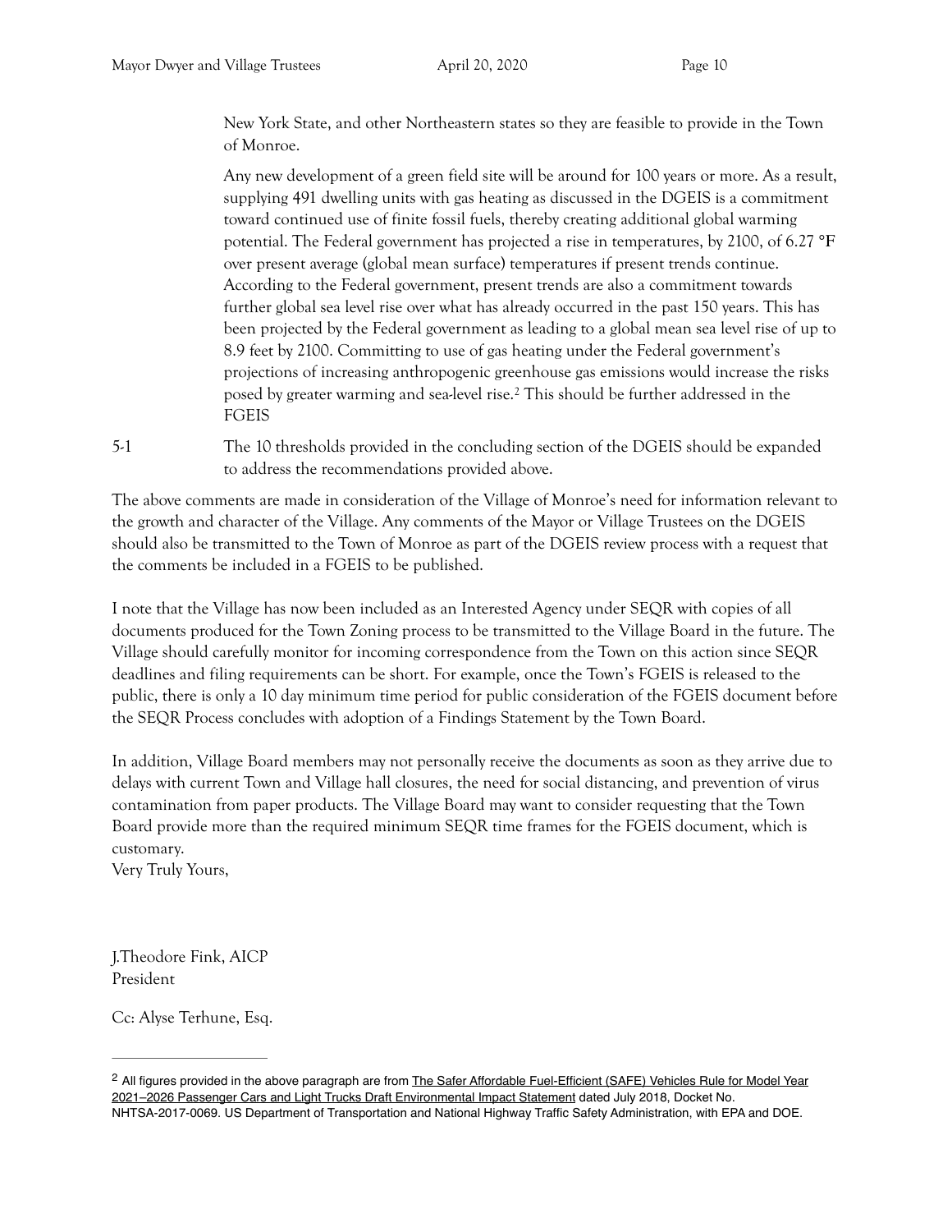New York State, and other Northeastern states so they are feasible to provide in the Town of Monroe.

Any new development of a green field site will be around for 100 years or more. As a result, supplying 491 dwelling units with gas heating as discussed in the DGEIS is a commitment toward continued use of finite fossil fuels, thereby creating additional global warming potential. The Federal government has projected a rise in temperatures, by 2100, of 6.27 °F over present average (global mean surface) temperatures if present trends continue. According to the Federal government, present trends are also a commitment towards further global sea level rise over what has already occurred in the past 150 years. This has been projected by the Federal government as leading to a global mean sea level rise of up to 8.9 feet by 2100. Committing to use of gas heating under the Federal government's projections of increasing anthropogenic greenhouse gas emissions would increase the risks posed by greater warming and sea-level rise.[2] This should be further addressed in the FGEIS

5-1 The 10 thresholds provided in the concluding section of the DGEIS should be expanded to address the recommendations provided above.

The above comments are made in consideration of the Village of Monroe's need for information relevant to the growth and character of the Village. Any comments of the Mayor or Village Trustees on the DGEIS should also be transmitted to the Town of Monroe as part of the DGEIS review process with a request that the comments be included in a FGEIS to be published.

I note that the Village has now been included as an Interested Agency under SEQR with copies of all documents produced for the Town Zoning process to be transmitted to the Village Board in the future. The Village should carefully monitor for incoming correspondence from the Town on this action since SEQR deadlines and filing requirements can be short. For example, once the Town's FGEIS is released to the public, there is only a 10 day minimum time period for public consideration of the FGEIS document before the SEQR Process concludes with adoption of a Findings Statement by the Town Board.

In addition, Village Board members may not personally receive the documents as soon as they arrive due to delays with current Town and Village hall closures, the need for social distancing, and prevention of virus contamination from paper products. The Village Board may want to consider requesting that the Town Board provide more than the required minimum SEQR time frames for the FGEIS document, which is customary.

Very Truly Yours,

J.Theodore Fink, AICP
President

Cc: Alyse Terhune, Esq.

---

[2] All figures provided in the above paragraph are from The Safer Affordable Fuel-Efficient (SAFE) Vehicles Rule for Model Year 2021–2026 Passenger Cars and Light Trucks Draft Environmental Impact Statement dated July 2018, Docket No. NHTSA-2017-0069. US Department of Transportation and National Highway Traffic Safety Administration, with EPA and DOE.